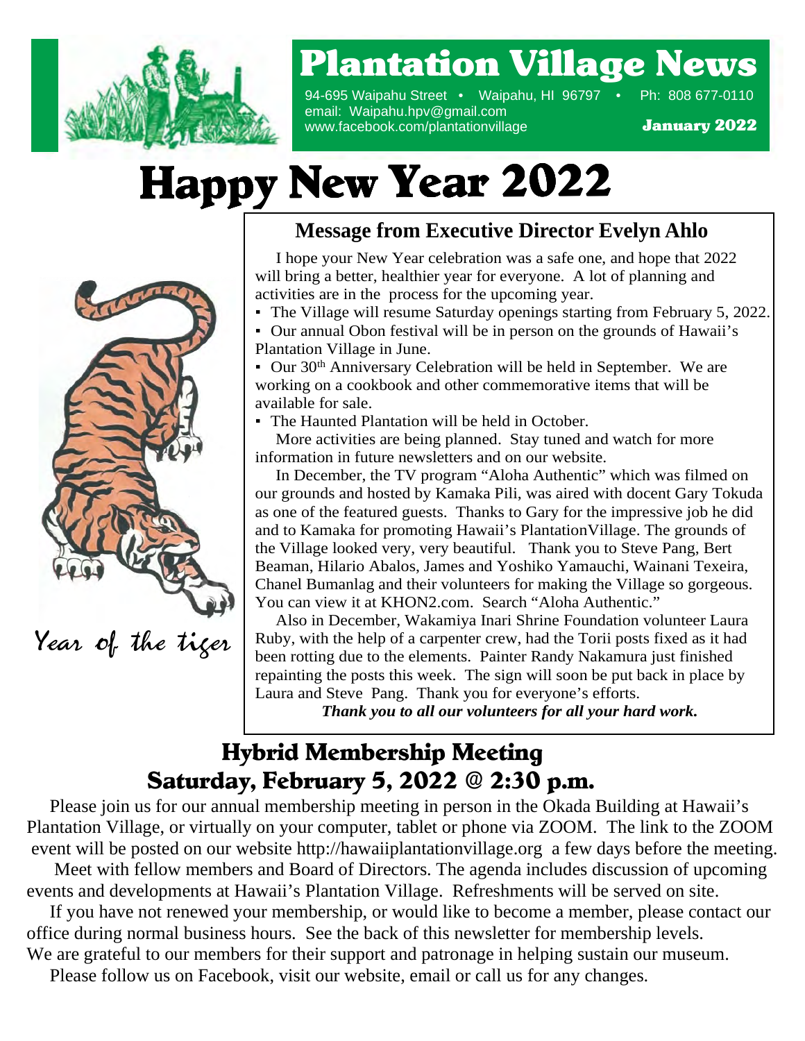# Plantation Village News

94-695 Waipahu Street • Waipahu, HI 96797 • Ph: 808 677-0110
email: Waipahu.hpv@gmail.com
www.facebook.com/plantationvillage

**January 2022**

# Happy New Year 2022

*Year of the tiger*

## Message from Executive Director Evelyn Ahlo

I hope your New Year celebration was a safe one, and hope that 2022 will bring a better, healthier year for everyone. A lot of planning and activities are in the process for the upcoming year.

- The Village will resume Saturday openings starting from February 5, 2022.
- Our annual Obon festival will be in person on the grounds of Hawaii's Plantation Village in June.
- Our 30th Anniversary Celebration will be held in September. We are working on a cookbook and other commemorative items that will be available for sale.
- The Haunted Plantation will be held in October.

More activities are being planned. Stay tuned and watch for more information in future newsletters and on our website.

In December, the TV program "Aloha Authentic" which was filmed on our grounds and hosted by Kamaka Pili, was aired with docent Gary Tokuda as one of the featured guests. Thanks to Gary for the impressive job he did and to Kamaka for promoting Hawaii's PlantationVillage. The grounds of the Village looked very, very beautiful. Thank you to Steve Pang, Bert Beaman, Hilario Abalos, James and Yoshiko Yamauchi, Wainani Texeira, Chanel Bumanlag and their volunteers for making the Village so gorgeous. You can view it at KHON2.com. Search "Aloha Authentic."

Also in December, Wakamiya Inari Shrine Foundation volunteer Laura Ruby, with the help of a carpenter crew, had the Torii posts fixed as it had been rotting due to the elements. Painter Randy Nakamura just finished repainting the posts this week. The sign will soon be put back in place by Laura and Steve Pang. Thank you for everyone's efforts.

***Thank you to all our volunteers for all your hard work.***

## Hybrid Membership Meeting
## Saturday, February 5, 2022 @ 2:30 p.m.

Please join us for our annual membership meeting in person in the Okada Building at Hawaii's Plantation Village, or virtually on your computer, tablet or phone via ZOOM. The link to the ZOOM event will be posted on our website http://hawaiiplantationvillage.org a few days before the meeting.

Meet with fellow members and Board of Directors. The agenda includes discussion of upcoming events and developments at Hawaii's Plantation Village. Refreshments will be served on site.

If you have not renewed your membership, or would like to become a member, please contact our office during normal business hours. See the back of this newsletter for membership levels. We are grateful to our members for their support and patronage in helping sustain our museum.

Please follow us on Facebook, visit our website, email or call us for any changes.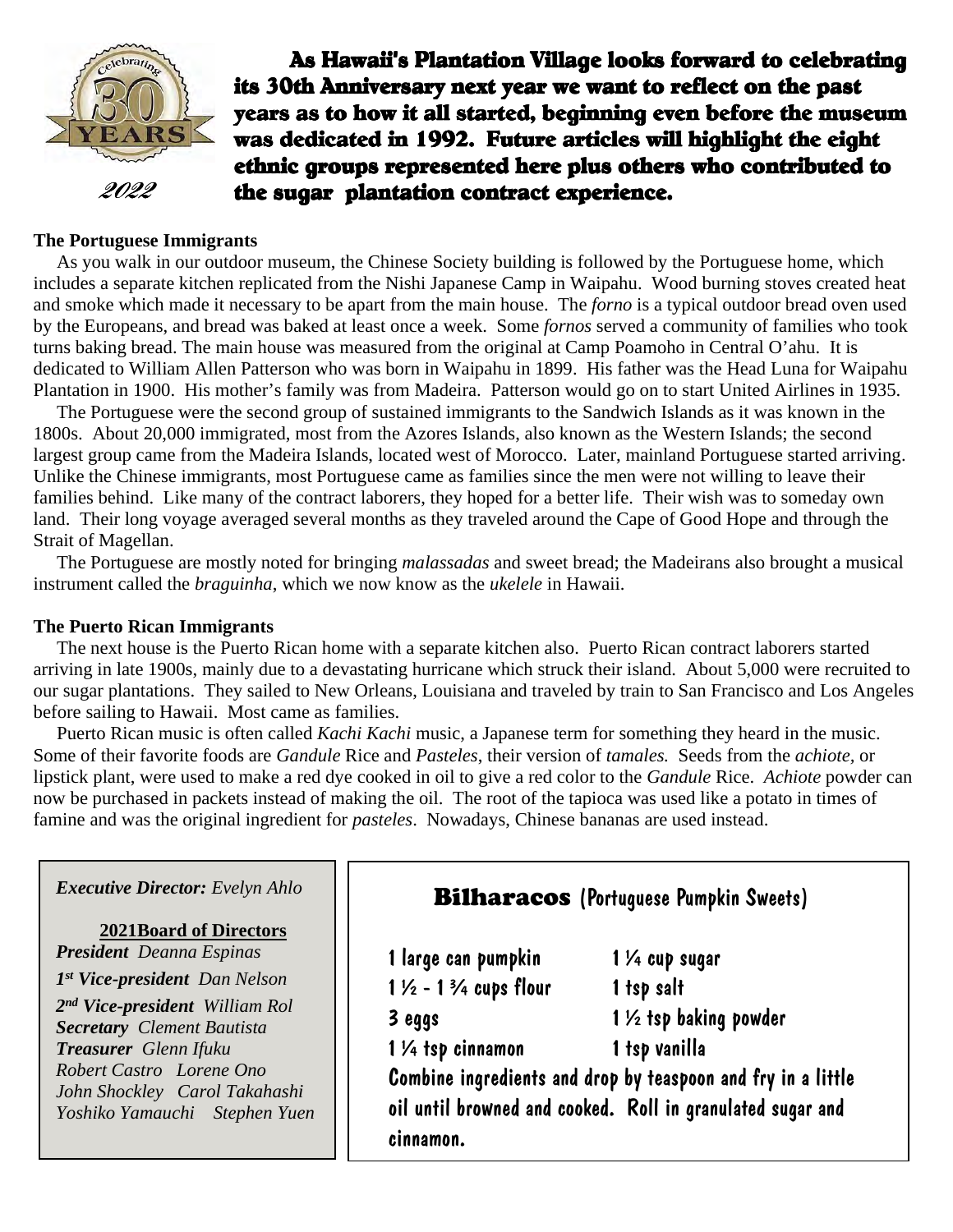2022

**As Hawaii's Plantation Village looks forward to celebrating its 30th Anniversary next year we want to reflect on the past years as to how it all started, beginning even before the museum was dedicated in 1992. Future articles will highlight the eight ethnic groups represented here plus others who contributed to the sugar plantation contract experience.**

### The Portuguese Immigrants

As you walk in our outdoor museum, the Chinese Society building is followed by the Portuguese home, which includes a separate kitchen replicated from the Nishi Japanese Camp in Waipahu. Wood burning stoves created heat and smoke which made it necessary to be apart from the main house. The *forno* is a typical outdoor bread oven used by the Europeans, and bread was baked at least once a week. Some *fornos* served a community of families who took turns baking bread. The main house was measured from the original at Camp Poamoho in Central O'ahu. It is dedicated to William Allen Patterson who was born in Waipahu in 1899. His father was the Head Luna for Waipahu Plantation in 1900. His mother's family was from Madeira. Patterson would go on to start United Airlines in 1935.

The Portuguese were the second group of sustained immigrants to the Sandwich Islands as it was known in the 1800s. About 20,000 immigrated, most from the Azores Islands, also known as the Western Islands; the second largest group came from the Madeira Islands, located west of Morocco. Later, mainland Portuguese started arriving. Unlike the Chinese immigrants, most Portuguese came as families since the men were not willing to leave their families behind. Like many of the contract laborers, they hoped for a better life. Their wish was to someday own land. Their long voyage averaged several months as they traveled around the Cape of Good Hope and through the Strait of Magellan.

The Portuguese are mostly noted for bringing *malassadas* and sweet bread; the Madeirans also brought a musical instrument called the *braguinha*, which we now know as the *ukelele* in Hawaii.

### The Puerto Rican Immigrants

The next house is the Puerto Rican home with a separate kitchen also. Puerto Rican contract laborers started arriving in late 1900s, mainly due to a devastating hurricane which struck their island. About 5,000 were recruited to our sugar plantations. They sailed to New Orleans, Louisiana and traveled by train to San Francisco and Los Angeles before sailing to Hawaii. Most came as families.

Puerto Rican music is often called *Kachi Kachi* music, a Japanese term for something they heard in the music. Some of their favorite foods are *Gandule* Rice and *Pasteles*, their version of *tamales.* Seeds from the *achiote*, or lipstick plant, were used to make a red dye cooked in oil to give a red color to the *Gandule* Rice. *Achiote* powder can now be purchased in packets instead of making the oil. The root of the tapioca was used like a potato in times of famine and was the original ingredient for *pasteles*. Nowadays, Chinese bananas are used instead.

***Executive Director:*** *Evelyn Ahlo*

**2021Board of Directors**

***President*** *Deanna Espinas*
***1st Vice-president*** *Dan Nelson*
***2nd Vice-president*** *William Rol*
***Secretary*** *Clement Bautista*
***Treasurer*** *Glenn Ifuku*
*Robert Castro Lorene Ono*
*John Shockley Carol Takahashi*
*Yoshiko Yamauchi Stephen Yuen*

## Bilharacos (Portuguese Pumpkin Sweets)

- 1 large can pumpkin
- 1 ½ - 1 ¾ cups flour
- 3 eggs
- 1 ¼ tsp cinnamon
- 1 ¼ cup sugar
- 1 tsp salt
- 1 ½ tsp baking powder
- 1 tsp vanilla

Combine ingredients and drop by teaspoon and fry in a little oil until browned and cooked. Roll in granulated sugar and cinnamon.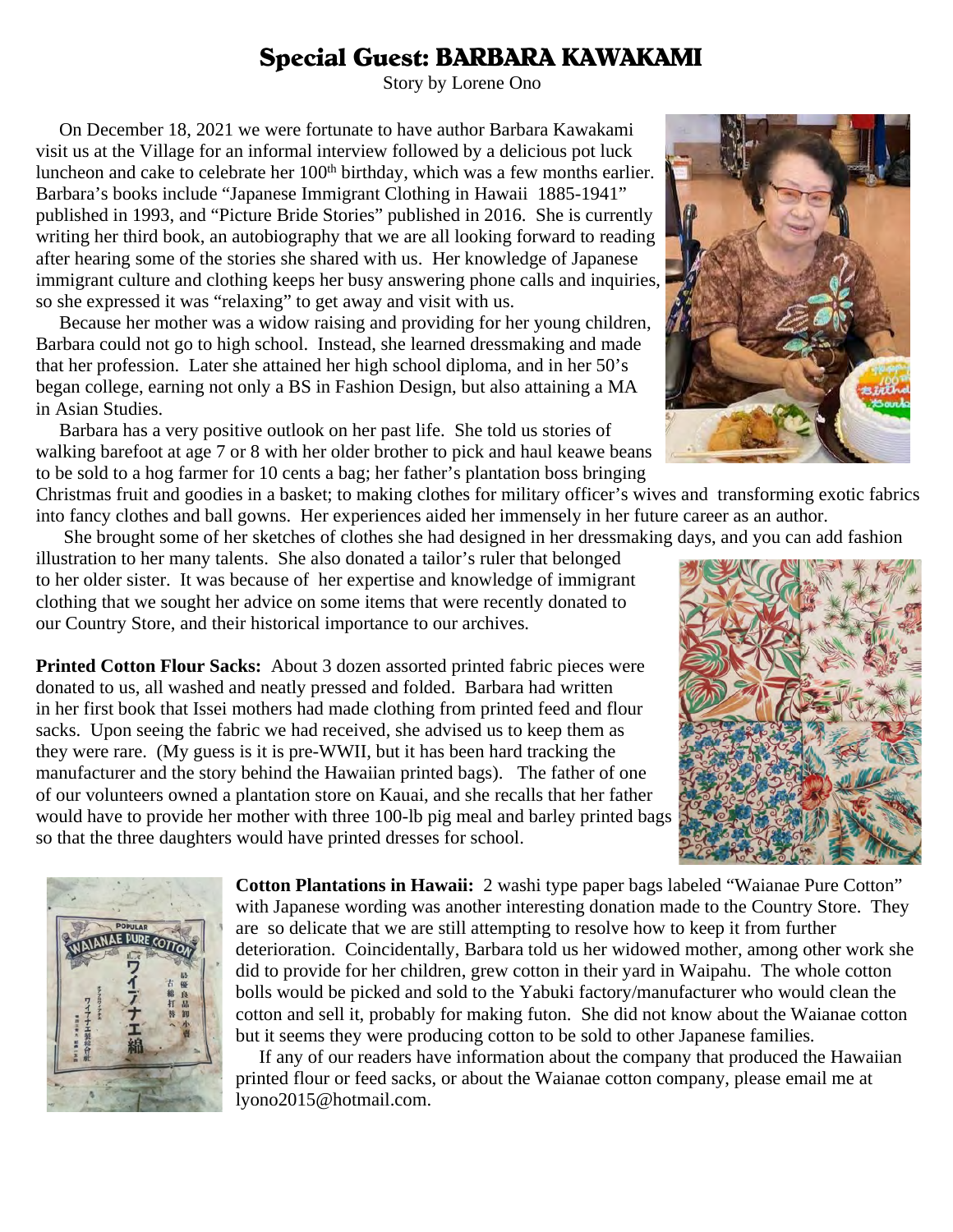# Special Guest: BARBARA KAWAKAMI

Story by Lorene Ono

On December 18, 2021 we were fortunate to have author Barbara Kawakami visit us at the Village for an informal interview followed by a delicious pot luck luncheon and cake to celebrate her 100th birthday, which was a few months earlier. Barbara's books include "Japanese Immigrant Clothing in Hawaii 1885-1941" published in 1993, and "Picture Bride Stories" published in 2016. She is currently writing her third book, an autobiography that we are all looking forward to reading after hearing some of the stories she shared with us. Her knowledge of Japanese immigrant culture and clothing keeps her busy answering phone calls and inquiries, so she expressed it was "relaxing" to get away and visit with us.

Because her mother was a widow raising and providing for her young children, Barbara could not go to high school. Instead, she learned dressmaking and made that her profession. Later she attained her high school diploma, and in her 50's began college, earning not only a BS in Fashion Design, but also attaining a MA in Asian Studies.

Barbara has a very positive outlook on her past life. She told us stories of walking barefoot at age 7 or 8 with her older brother to pick and haul keawe beans to be sold to a hog farmer for 10 cents a bag; her father's plantation boss bringing Christmas fruit and goodies in a basket; to making clothes for military officer's wives and transforming exotic fabrics into fancy clothes and ball gowns. Her experiences aided her immensely in her future career as an author.

She brought some of her sketches of clothes she had designed in her dressmaking days, and you can add fashion illustration to her many talents. She also donated a tailor's ruler that belonged to her older sister. It was because of her expertise and knowledge of immigrant clothing that we sought her advice on some items that were recently donated to our Country Store, and their historical importance to our archives.

**Printed Cotton Flour Sacks:** About 3 dozen assorted printed fabric pieces were donated to us, all washed and neatly pressed and folded. Barbara had written in her first book that Issei mothers had made clothing from printed feed and flour sacks. Upon seeing the fabric we had received, she advised us to keep them as they were rare. (My guess is it is pre-WWII, but it has been hard tracking the manufacturer and the story behind the Hawaiian printed bags). The father of one of our volunteers owned a plantation store on Kauai, and she recalls that her father would have to provide her mother with three 100-lb pig meal and barley printed bags so that the three daughters would have printed dresses for school.

**Cotton Plantations in Hawaii:** 2 washi type paper bags labeled "Waianae Pure Cotton" with Japanese wording was another interesting donation made to the Country Store. They are so delicate that we are still attempting to resolve how to keep it from further deterioration. Coincidentally, Barbara told us her widowed mother, among other work she did to provide for her children, grew cotton in their yard in Waipahu. The whole cotton bolls would be picked and sold to the Yabuki factory/manufacturer who would clean the cotton and sell it, probably for making futon. She did not know about the Waianae cotton but it seems they were producing cotton to be sold to other Japanese families.

If any of our readers have information about the company that produced the Hawaiian printed flour or feed sacks, or about the Waianae cotton company, please email me at lyono2015@hotmail.com.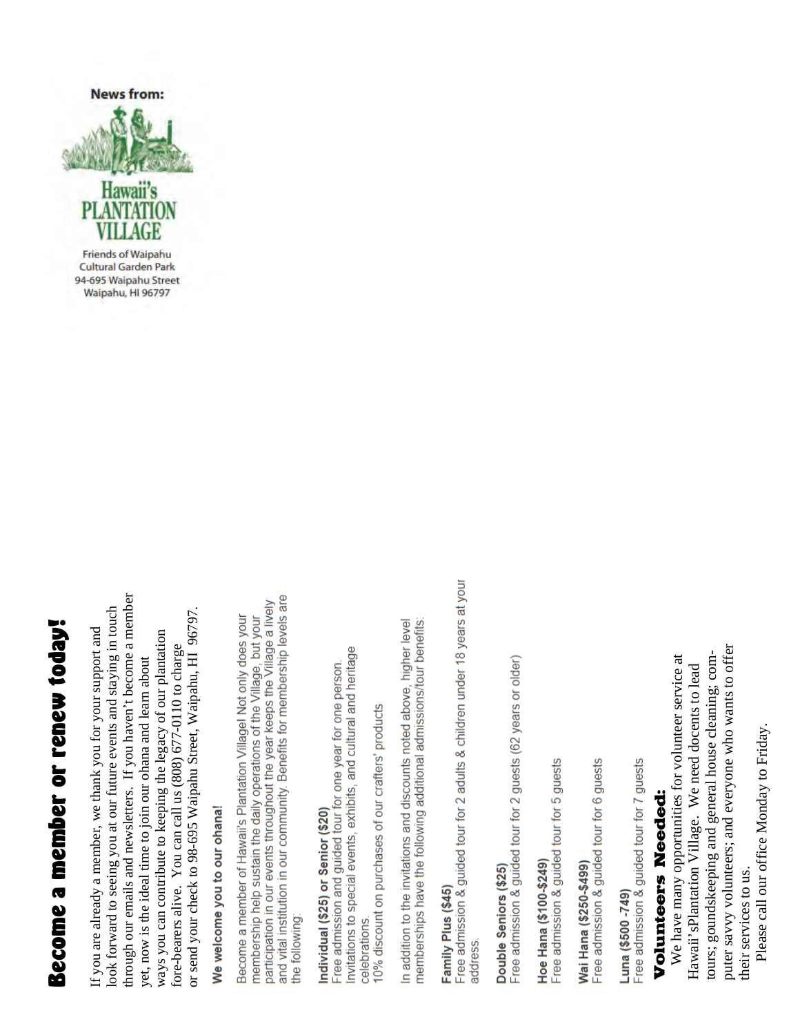News from:

Hawaii's PLANTATION VILLAGE

Friends of Waipahu Cultural Garden Park
94-695 Waipahu Street
Waipahu, HI 96797

# Become a member or renew today!

If you are already a member, we thank you for your support and look forward to seeing you at our future events and staying in touch through our emails and newsletters. If you haven't become a member yet, now is the ideal time to join our ohana and learn about ways you can contribute to keeping the legacy of our plantation fore-bearers alive. You can call us (808) 677-0110 to charge or send your check to 98-695 Waipahu Street, Waipahu, HI 96797.

**We welcome you to our ohana!**

Become a member of Hawaii's Plantation Village! Not only does your membership help sustain the daily operations of the Village, but your participation in our events throughout the year keeps the Village a lively and vital institution in our community. Benefits for membership levels are the following:

**Individual ($25) or Senior ($20)**
Free admission and guided tour for one year for one person.
Invitations to special events, exhibits, and cultural and heritage celebrations.
10% discount on purchases of our crafters' products

In addition to the invitations and discounts noted above, higher level memberships have the following additional admissions/tour benefits:

**Family Plus ($45)**
Free admission & guided tour for 2 adults & children under 18 years at your address.

**Double Seniors ($25)**
Free admission & guided tour for 2 guests (62 years or older)

**Hoe Hana ($100-$249)**
Free admission & guided tour for 5 guests

**Wai Hana ($250-$499)**
Free admission & guided tour for 6 guests

**Luna ($500 -749)**
Free admission & guided tour for 7 guests

## Volunteers Needed:

We have many opportunities for volunteer service at Hawaii'sPlantation Village. We need docents to lead tours; goundskeeping and general house cleaning; computer savvy volunteers; and everyone who wants to offer their services to us.

Please call our office Monday to Friday.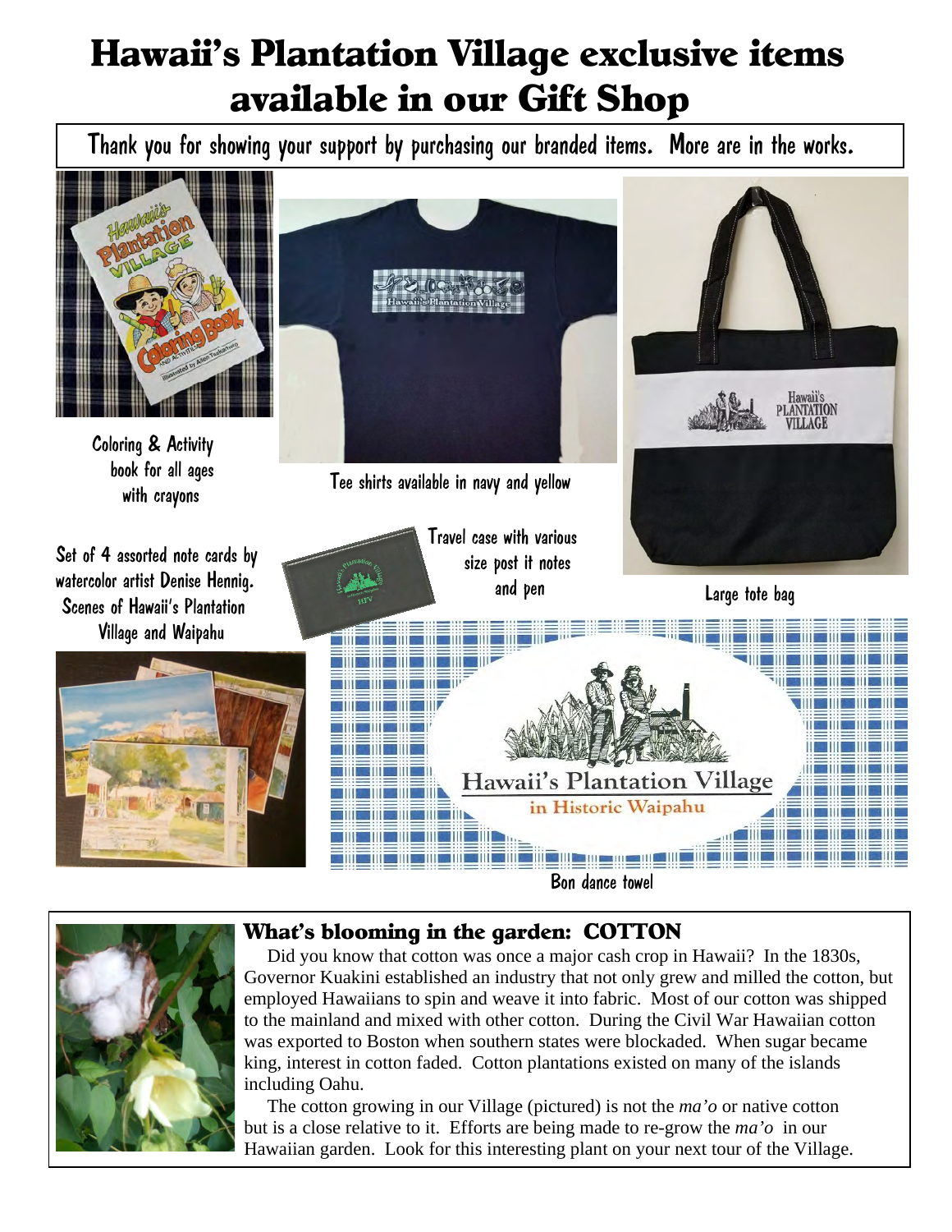# Hawaii's Plantation Village exclusive items available in our Gift Shop

Thank you for showing your support by purchasing our branded items. More are in the works.

Coloring & Activity book for all ages with crayons

Tee shirts available in navy and yellow

Large tote bag

Set of 4 assorted note cards by watercolor artist Denise Hennig. Scenes of Hawaii's Plantation Village and Waipahu

Travel case with various size post it notes and pen

Bon dance towel

## What's blooming in the garden: COTTON

Did you know that cotton was once a major cash crop in Hawaii? In the 1830s, Governor Kuakini established an industry that not only grew and milled the cotton, but employed Hawaiians to spin and weave it into fabric. Most of our cotton was shipped to the mainland and mixed with other cotton. During the Civil War Hawaiian cotton was exported to Boston when southern states were blockaded. When sugar became king, interest in cotton faded. Cotton plantations existed on many of the islands including Oahu.

The cotton growing in our Village (pictured) is not the *ma'o* or native cotton but is a close relative to it. Efforts are being made to re-grow the *ma'o* in our Hawaiian garden. Look for this interesting plant on your next tour of the Village.